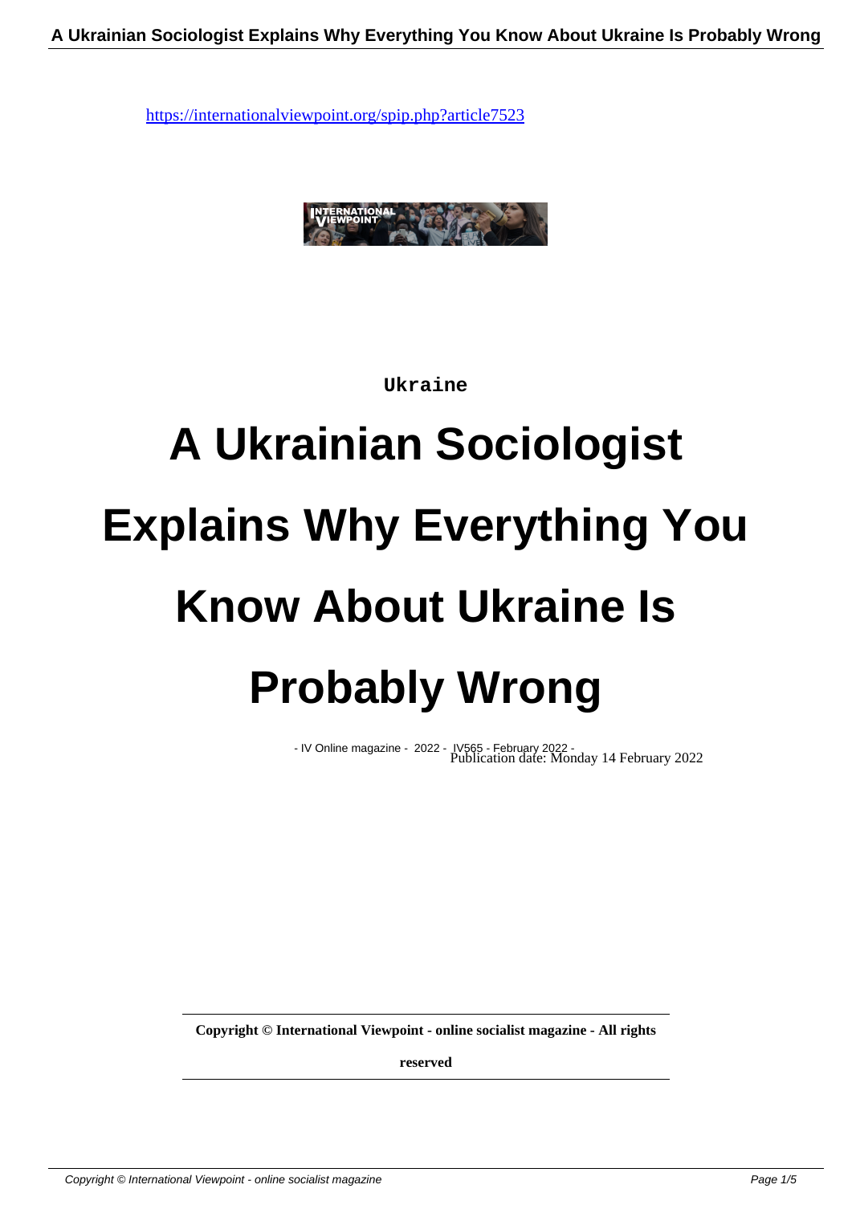https://internationalviewpoint.org/spip.php?article7523

Ukraine

# A Ukrainian Sociologist Explains Why Everything You Know About Ukraine Is Probably Wrong

- IV Online magazine - 2022 - IV565 - February 2022 -
Publication date: Monday 14 February 2022

**Copyright © International Viewpoint - online socialist magazine - All rights reserved**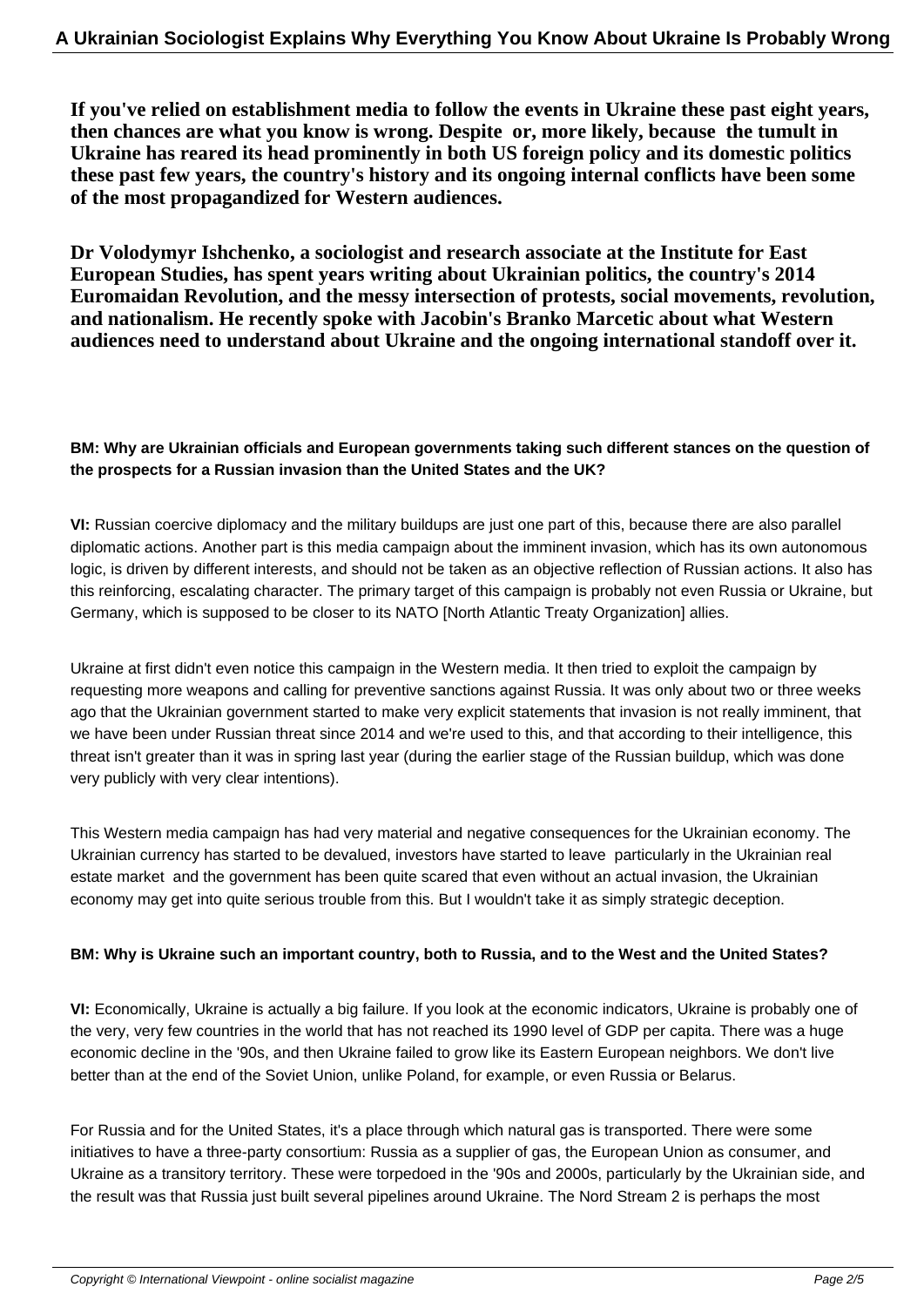**If you've relied on establishment media to follow the events in Ukraine these past eight years, then chances are what you know is wrong. Despite or, more likely, because the tumult in Ukraine has reared its head prominently in both US foreign policy and its domestic politics these past few years, the country's history and its ongoing internal conflicts have been some of the most propagandized for Western audiences.**

**Dr Volodymyr Ishchenko, a sociologist and research associate at the Institute for East European Studies, has spent years writing about Ukrainian politics, the country's 2014 Euromaidan Revolution, and the messy intersection of protests, social movements, revolution, and nationalism. He recently spoke with Jacobin's Branko Marcetic about what Western audiences need to understand about Ukraine and the ongoing international standoff over it.**

**BM: Why are Ukrainian officials and European governments taking such different stances on the question of the prospects for a Russian invasion than the United States and the UK?**

**VI:** Russian coercive diplomacy and the military buildups are just one part of this, because there are also parallel diplomatic actions. Another part is this media campaign about the imminent invasion, which has its own autonomous logic, is driven by different interests, and should not be taken as an objective reflection of Russian actions. It also has this reinforcing, escalating character. The primary target of this campaign is probably not even Russia or Ukraine, but Germany, which is supposed to be closer to its NATO [North Atlantic Treaty Organization] allies.

Ukraine at first didn't even notice this campaign in the Western media. It then tried to exploit the campaign by requesting more weapons and calling for preventive sanctions against Russia. It was only about two or three weeks ago that the Ukrainian government started to make very explicit statements that invasion is not really imminent, that we have been under Russian threat since 2014 and we're used to this, and that according to their intelligence, this threat isn't greater than it was in spring last year (during the earlier stage of the Russian buildup, which was done very publicly with very clear intentions).

This Western media campaign has had very material and negative consequences for the Ukrainian economy. The Ukrainian currency has started to be devalued, investors have started to leave particularly in the Ukrainian real estate market and the government has been quite scared that even without an actual invasion, the Ukrainian economy may get into quite serious trouble from this. But I wouldn't take it as simply strategic deception.

**BM: Why is Ukraine such an important country, both to Russia, and to the West and the United States?**

**VI:** Economically, Ukraine is actually a big failure. If you look at the economic indicators, Ukraine is probably one of the very, very few countries in the world that has not reached its 1990 level of GDP per capita. There was a huge economic decline in the '90s, and then Ukraine failed to grow like its Eastern European neighbors. We don't live better than at the end of the Soviet Union, unlike Poland, for example, or even Russia or Belarus.

For Russia and for the United States, it's a place through which natural gas is transported. There were some initiatives to have a three-party consortium: Russia as a supplier of gas, the European Union as consumer, and Ukraine as a transitory territory. These were torpedoed in the '90s and 2000s, particularly by the Ukrainian side, and the result was that Russia just built several pipelines around Ukraine. The Nord Stream 2 is perhaps the most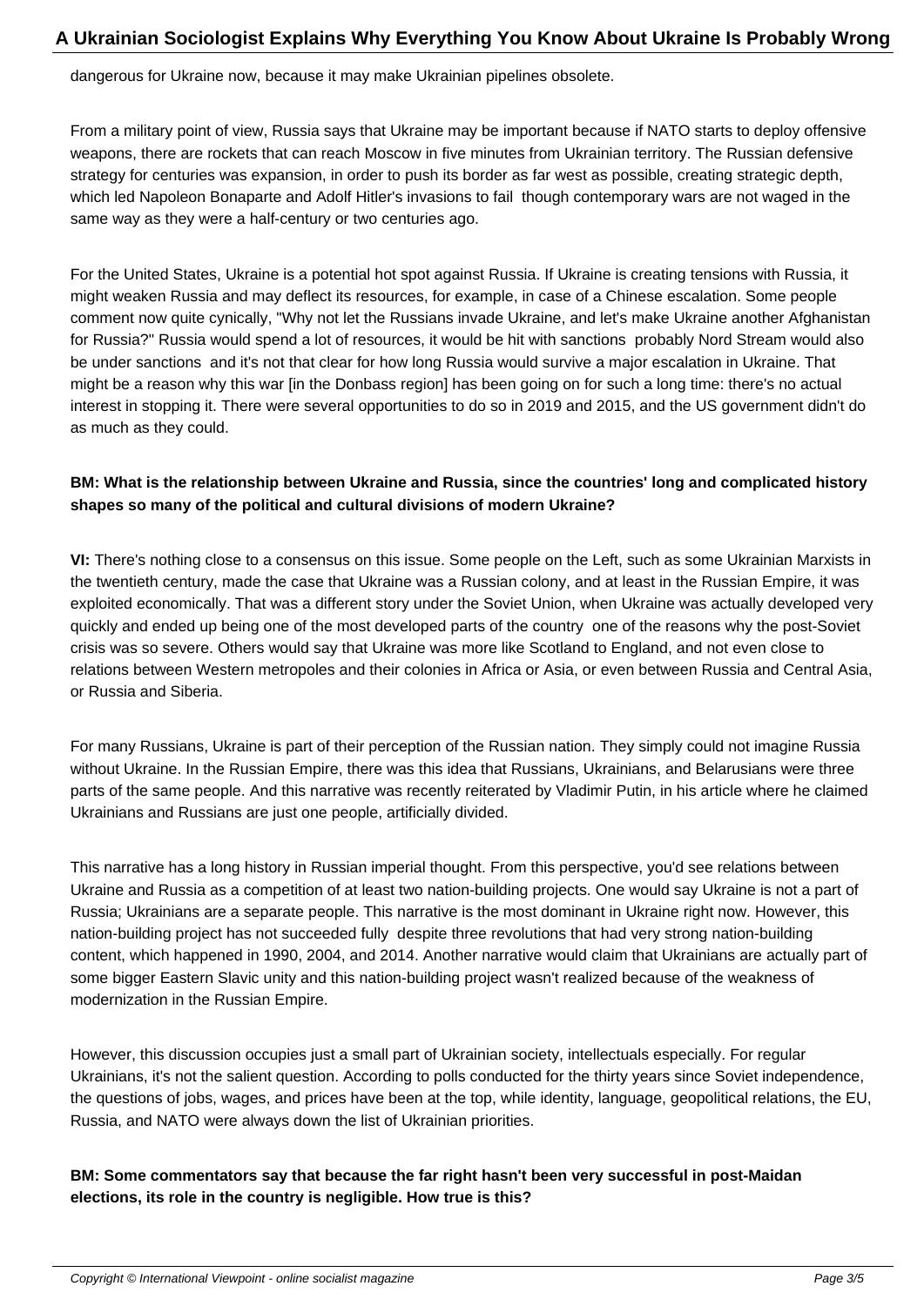dangerous for Ukraine now, because it may make Ukrainian pipelines obsolete.

From a military point of view, Russia says that Ukraine may be important because if NATO starts to deploy offensive weapons, there are rockets that can reach Moscow in five minutes from Ukrainian territory. The Russian defensive strategy for centuries was expansion, in order to push its border as far west as possible, creating strategic depth, which led Napoleon Bonaparte and Adolf Hitler's invasions to fail  though contemporary wars are not waged in the same way as they were a half-century or two centuries ago.

For the United States, Ukraine is a potential hot spot against Russia. If Ukraine is creating tensions with Russia, it might weaken Russia and may deflect its resources, for example, in case of a Chinese escalation. Some people comment now quite cynically, "Why not let the Russians invade Ukraine, and let's make Ukraine another Afghanistan for Russia?" Russia would spend a lot of resources, it would be hit with sanctions  probably Nord Stream would also be under sanctions  and it's not that clear for how long Russia would survive a major escalation in Ukraine. That might be a reason why this war [in the Donbass region] has been going on for such a long time: there's no actual interest in stopping it. There were several opportunities to do so in 2019 and 2015, and the US government didn't do as much as they could.

**BM: What is the relationship between Ukraine and Russia, since the countries' long and complicated history shapes so many of the political and cultural divisions of modern Ukraine?**

**VI:** There's nothing close to a consensus on this issue. Some people on the Left, such as some Ukrainian Marxists in the twentieth century, made the case that Ukraine was a Russian colony, and at least in the Russian Empire, it was exploited economically. That was a different story under the Soviet Union, when Ukraine was actually developed very quickly and ended up being one of the most developed parts of the country  one of the reasons why the post-Soviet crisis was so severe. Others would say that Ukraine was more like Scotland to England, and not even close to relations between Western metropoles and their colonies in Africa or Asia, or even between Russia and Central Asia, or Russia and Siberia.

For many Russians, Ukraine is part of their perception of the Russian nation. They simply could not imagine Russia without Ukraine. In the Russian Empire, there was this idea that Russians, Ukrainians, and Belarusians were three parts of the same people. And this narrative was recently reiterated by Vladimir Putin, in his article where he claimed Ukrainians and Russians are just one people, artificially divided.

This narrative has a long history in Russian imperial thought. From this perspective, you'd see relations between Ukraine and Russia as a competition of at least two nation-building projects. One would say Ukraine is not a part of Russia; Ukrainians are a separate people. This narrative is the most dominant in Ukraine right now. However, this nation-building project has not succeeded fully  despite three revolutions that had very strong nation-building content, which happened in 1990, 2004, and 2014. Another narrative would claim that Ukrainians are actually part of some bigger Eastern Slavic unity and this nation-building project wasn't realized because of the weakness of modernization in the Russian Empire.

However, this discussion occupies just a small part of Ukrainian society, intellectuals especially. For regular Ukrainians, it's not the salient question. According to polls conducted for the thirty years since Soviet independence, the questions of jobs, wages, and prices have been at the top, while identity, language, geopolitical relations, the EU, Russia, and NATO were always down the list of Ukrainian priorities.

**BM: Some commentators say that because the far right hasn't been very successful in post-Maidan elections, its role in the country is negligible. How true is this?**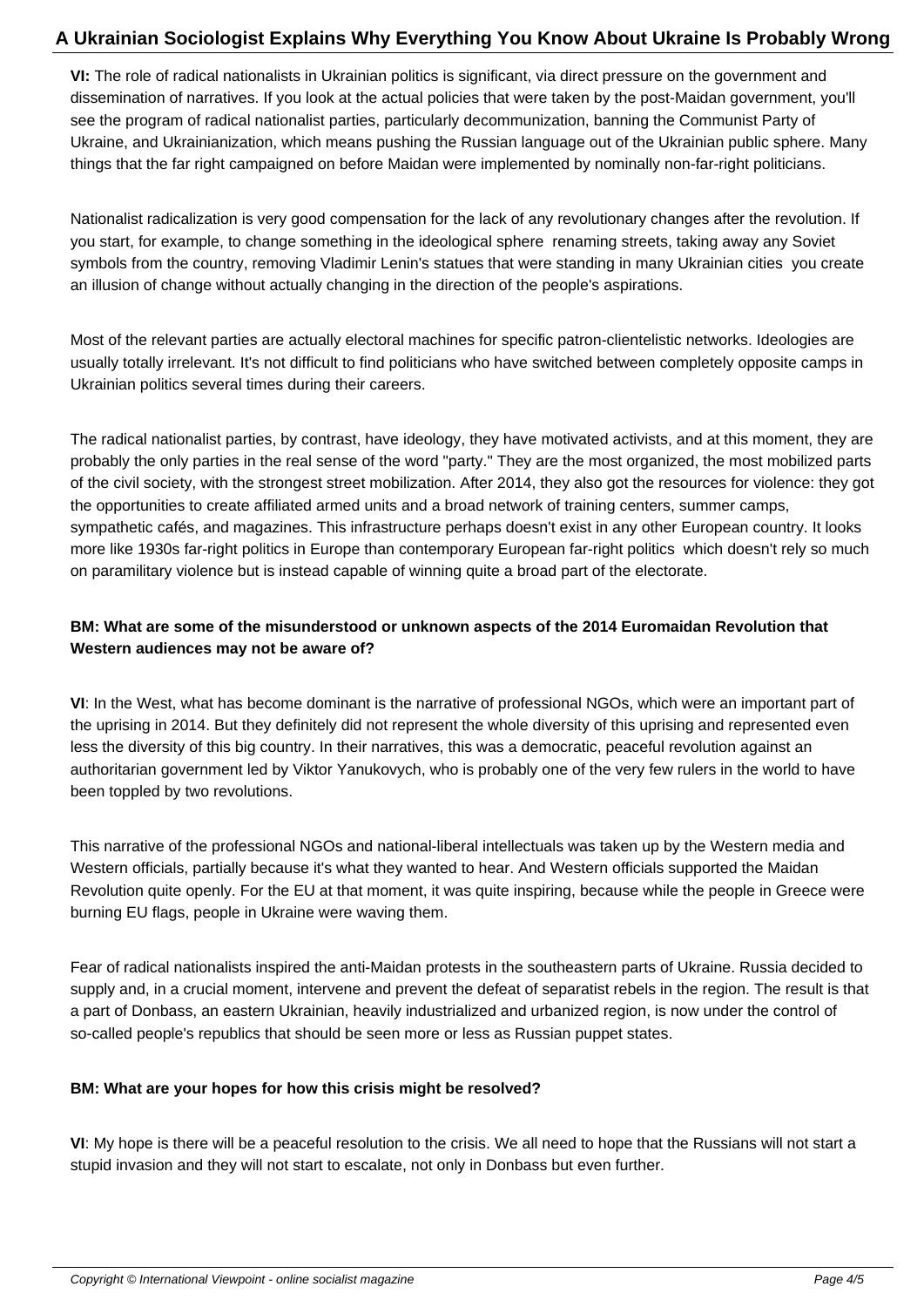**VI:** The role of radical nationalists in Ukrainian politics is significant, via direct pressure on the government and dissemination of narratives. If you look at the actual policies that were taken by the post-Maidan government, you'll see the program of radical nationalist parties, particularly decommunization, banning the Communist Party of Ukraine, and Ukrainianization, which means pushing the Russian language out of the Ukrainian public sphere. Many things that the far right campaigned on before Maidan were implemented by nominally non-far-right politicians.

Nationalist radicalization is very good compensation for the lack of any revolutionary changes after the revolution. If you start, for example, to change something in the ideological sphere renaming streets, taking away any Soviet symbols from the country, removing Vladimir Lenin's statues that were standing in many Ukrainian cities you create an illusion of change without actually changing in the direction of the people's aspirations.

Most of the relevant parties are actually electoral machines for specific patron-clientelistic networks. Ideologies are usually totally irrelevant. It's not difficult to find politicians who have switched between completely opposite camps in Ukrainian politics several times during their careers.

The radical nationalist parties, by contrast, have ideology, they have motivated activists, and at this moment, they are probably the only parties in the real sense of the word "party." They are the most organized, the most mobilized parts of the civil society, with the strongest street mobilization. After 2014, they also got the resources for violence: they got the opportunities to create affiliated armed units and a broad network of training centers, summer camps, sympathetic cafés, and magazines. This infrastructure perhaps doesn't exist in any other European country. It looks more like 1930s far-right politics in Europe than contemporary European far-right politics which doesn't rely so much on paramilitary violence but is instead capable of winning quite a broad part of the electorate.

**BM: What are some of the misunderstood or unknown aspects of the 2014 Euromaidan Revolution that Western audiences may not be aware of?**

**VI**: In the West, what has become dominant is the narrative of professional NGOs, which were an important part of the uprising in 2014. But they definitely did not represent the whole diversity of this uprising and represented even less the diversity of this big country. In their narratives, this was a democratic, peaceful revolution against an authoritarian government led by Viktor Yanukovych, who is probably one of the very few rulers in the world to have been toppled by two revolutions.

This narrative of the professional NGOs and national-liberal intellectuals was taken up by the Western media and Western officials, partially because it's what they wanted to hear. And Western officials supported the Maidan Revolution quite openly. For the EU at that moment, it was quite inspiring, because while the people in Greece were burning EU flags, people in Ukraine were waving them.

Fear of radical nationalists inspired the anti-Maidan protests in the southeastern parts of Ukraine. Russia decided to supply and, in a crucial moment, intervene and prevent the defeat of separatist rebels in the region. The result is that a part of Donbass, an eastern Ukrainian, heavily industrialized and urbanized region, is now under the control of so-called people's republics that should be seen more or less as Russian puppet states.

**BM: What are your hopes for how this crisis might be resolved?**

**VI**: My hope is there will be a peaceful resolution to the crisis. We all need to hope that the Russians will not start a stupid invasion and they will not start to escalate, not only in Donbass but even further.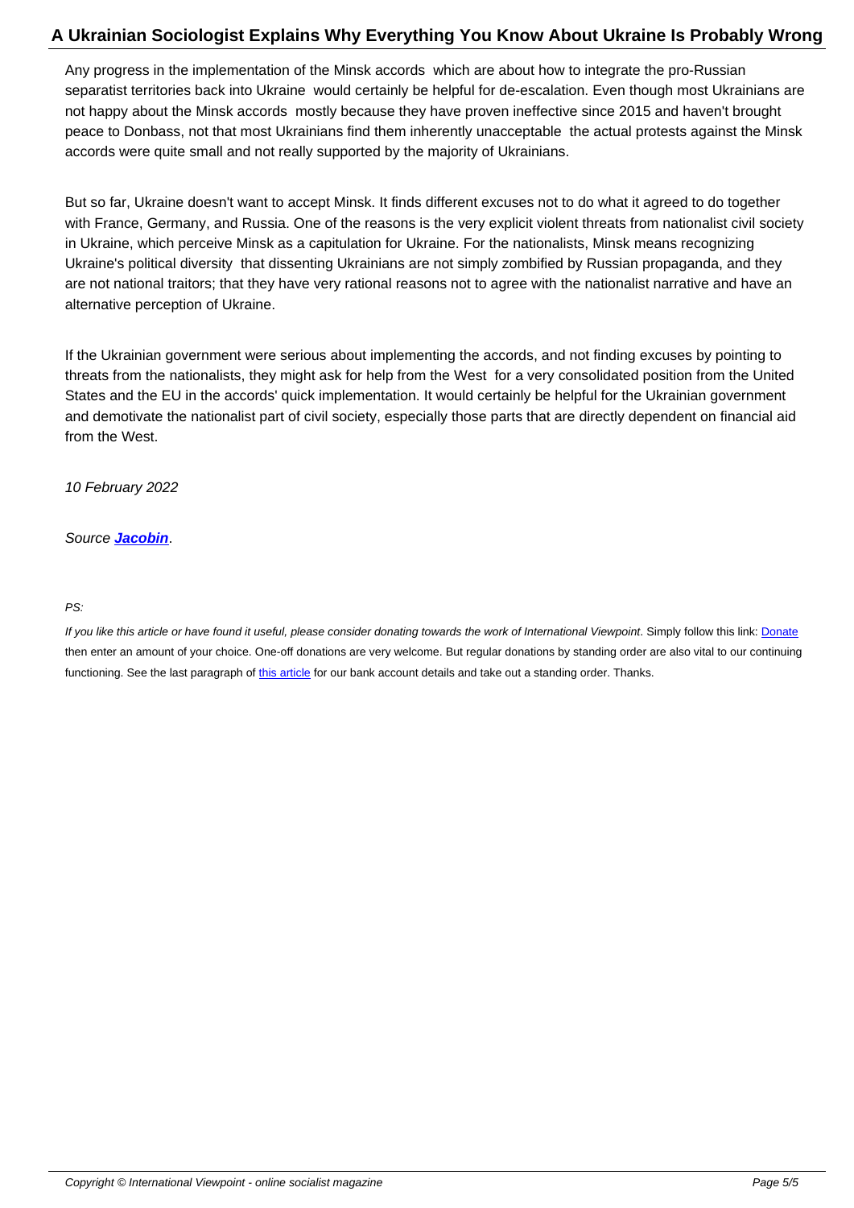Any progress in the implementation of the Minsk accords which are about how to integrate the pro-Russian separatist territories back into Ukraine would certainly be helpful for de-escalation. Even though most Ukrainians are not happy about the Minsk accords mostly because they have proven ineffective since 2015 and haven't brought peace to Donbass, not that most Ukrainians find them inherently unacceptable the actual protests against the Minsk accords were quite small and not really supported by the majority of Ukrainians.

But so far, Ukraine doesn't want to accept Minsk. It finds different excuses not to do what it agreed to do together with France, Germany, and Russia. One of the reasons is the very explicit violent threats from nationalist civil society in Ukraine, which perceive Minsk as a capitulation for Ukraine. For the nationalists, Minsk means recognizing Ukraine's political diversity that dissenting Ukrainians are not simply zombified by Russian propaganda, and they are not national traitors; that they have very rational reasons not to agree with the nationalist narrative and have an alternative perception of Ukraine.

If the Ukrainian government were serious about implementing the accords, and not finding excuses by pointing to threats from the nationalists, they might ask for help from the West for a very consolidated position from the United States and the EU in the accords' quick implementation. It would certainly be helpful for the Ukrainian government and demotivate the nationalist part of civil society, especially those parts that are directly dependent on financial aid from the West.

*10 February 2022*

*Source **Jacobin**.*

*PS:*

*If you like this article or have found it useful, please consider donating towards the work of International Viewpoint.* Simply follow this link: Donate then enter an amount of your choice. One-off donations are very welcome. But regular donations by standing order are also vital to our continuing functioning. See the last paragraph of this article for our bank account details and take out a standing order. Thanks.